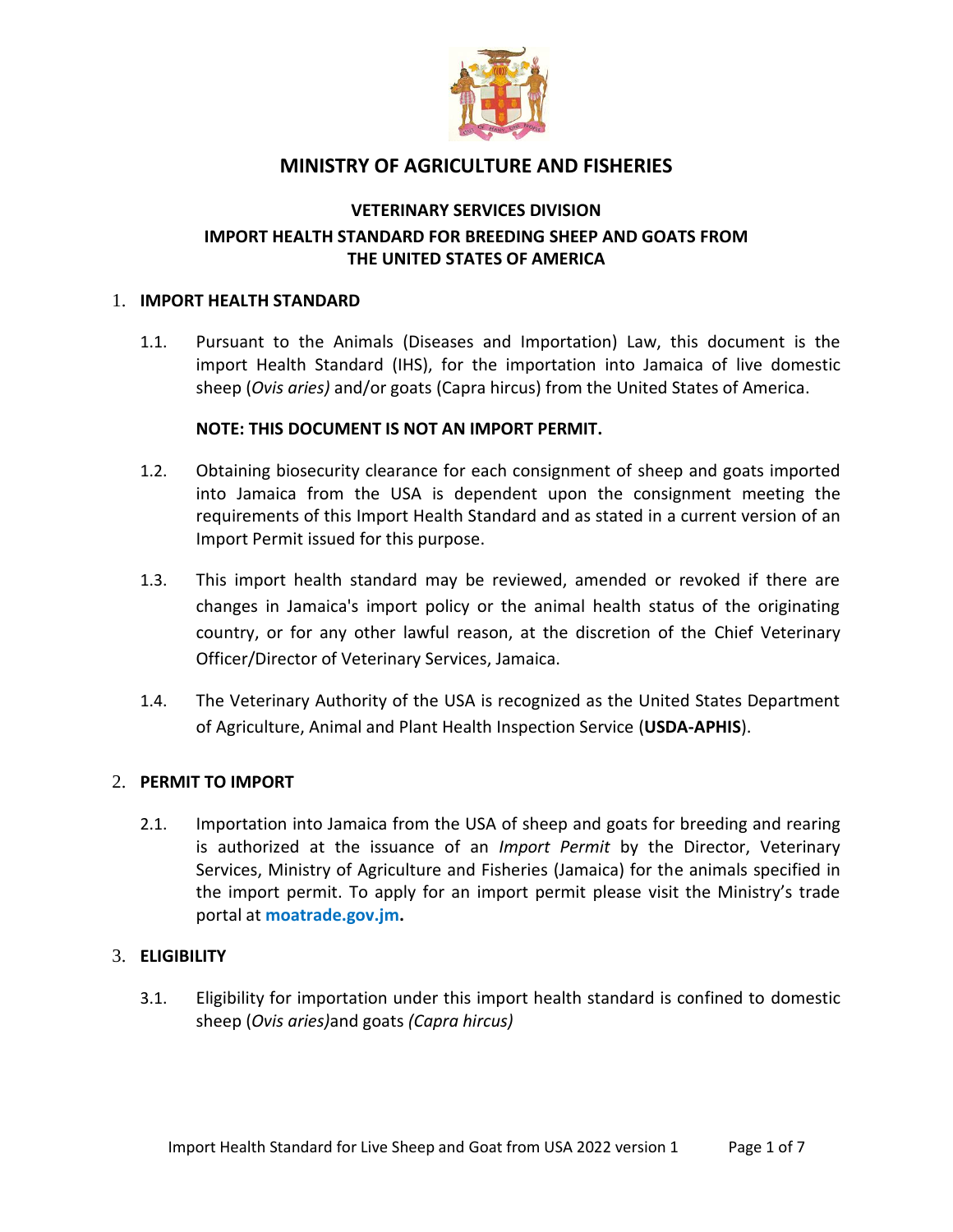# MINISTRY OF AGRICULTURE AND FISHERIES

## VETERINARY SERVICES DIVISION
## IMPORT HEALTH STANDARD FOR BREEDING SHEEP AND GOATS FROM THE UNITED STATES OF AMERICA

### 1. IMPORT HEALTH STANDARD

1.1. Pursuant to the Animals (Diseases and Importation) Law, this document is the import Health Standard (IHS), for the importation into Jamaica of live domestic sheep (*Ovis aries)* and/or goats (Capra hircus) from the United States of America.

**NOTE: THIS DOCUMENT IS NOT AN IMPORT PERMIT.**

1.2. Obtaining biosecurity clearance for each consignment of sheep and goats imported into Jamaica from the USA is dependent upon the consignment meeting the requirements of this Import Health Standard and as stated in a current version of an Import Permit issued for this purpose.

1.3. This import health standard may be reviewed, amended or revoked if there are changes in Jamaica's import policy or the animal health status of the originating country, or for any other lawful reason, at the discretion of the Chief Veterinary Officer/Director of Veterinary Services, Jamaica.

1.4. The Veterinary Authority of the USA is recognized as the United States Department of Agriculture, Animal and Plant Health Inspection Service (**USDA-APHIS**).

### 2. PERMIT TO IMPORT

2.1. Importation into Jamaica from the USA of sheep and goats for breeding and rearing is authorized at the issuance of an *Import Permit* by the Director, Veterinary Services, Ministry of Agriculture and Fisheries (Jamaica) for the animals specified in the import permit. To apply for an import permit please visit the Ministry's trade portal at **moatrade.gov.jm.**

### 3. ELIGIBILITY

3.1. Eligibility for importation under this import health standard is confined to domestic sheep (*Ovis aries)*and goats *(Capra hircus)*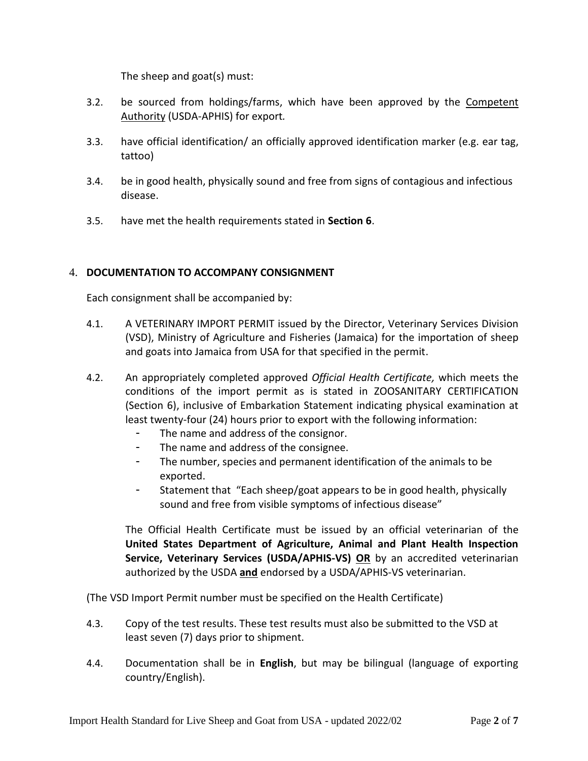The sheep and goat(s) must:

3.2. be sourced from holdings/farms, which have been approved by the Competent Authority (USDA-APHIS) for export.

3.3. have official identification/ an officially approved identification marker (e.g. ear tag, tattoo)

3.4. be in good health, physically sound and free from signs of contagious and infectious disease.

3.5. have met the health requirements stated in **Section 6**.

## 4. DOCUMENTATION TO ACCOMPANY CONSIGNMENT

Each consignment shall be accompanied by:

4.1. A VETERINARY IMPORT PERMIT issued by the Director, Veterinary Services Division (VSD), Ministry of Agriculture and Fisheries (Jamaica) for the importation of sheep and goats into Jamaica from USA for that specified in the permit.

4.2. An appropriately completed approved *Official Health Certificate,* which meets the conditions of the import permit as is stated in ZOOSANITARY CERTIFICATION (Section 6), inclusive of Embarkation Statement indicating physical examination at least twenty-four (24) hours prior to export with the following information:

- The name and address of the consignor.
- The name and address of the consignee.
- The number, species and permanent identification of the animals to be exported.
- Statement that "Each sheep/goat appears to be in good health, physically sound and free from visible symptoms of infectious disease"

The Official Health Certificate must be issued by an official veterinarian of the **United States Department of Agriculture, Animal and Plant Health Inspection Service, Veterinary Services (USDA/APHIS-VS)** **OR** by an accredited veterinarian authorized by the USDA **and** endorsed by a USDA/APHIS-VS veterinarian.

(The VSD Import Permit number must be specified on the Health Certificate)

4.3. Copy of the test results. These test results must also be submitted to the VSD at least seven (7) days prior to shipment.

4.4. Documentation shall be in **English**, but may be bilingual (language of exporting country/English).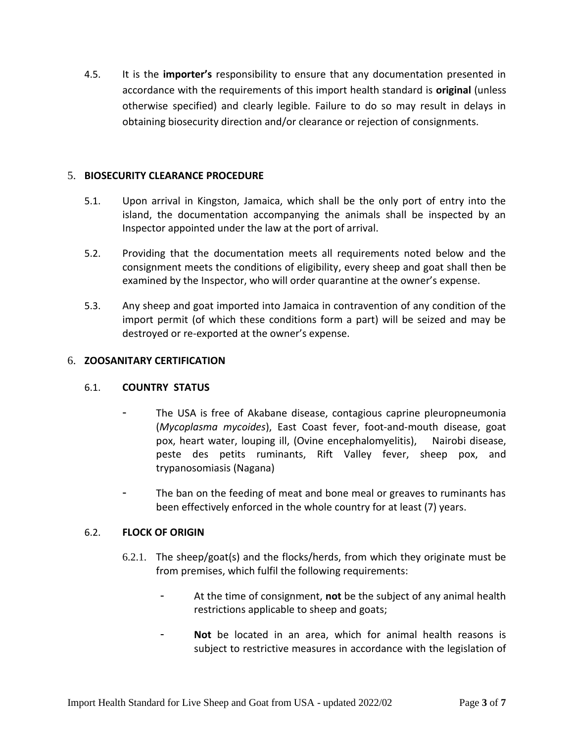4.5. It is the **importer's** responsibility to ensure that any documentation presented in accordance with the requirements of this import health standard is **original** (unless otherwise specified) and clearly legible. Failure to do so may result in delays in obtaining biosecurity direction and/or clearance or rejection of consignments.

## 5. BIOSECURITY CLEARANCE PROCEDURE

5.1. Upon arrival in Kingston, Jamaica, which shall be the only port of entry into the island, the documentation accompanying the animals shall be inspected by an Inspector appointed under the law at the port of arrival.

5.2. Providing that the documentation meets all requirements noted below and the consignment meets the conditions of eligibility, every sheep and goat shall then be examined by the Inspector, who will order quarantine at the owner's expense.

5.3. Any sheep and goat imported into Jamaica in contravention of any condition of the import permit (of which these conditions form a part) will be seized and may be destroyed or re-exported at the owner's expense.

## 6. ZOOSANITARY CERTIFICATION

### 6.1. COUNTRY STATUS

- The USA is free of Akabane disease, contagious caprine pleuropneumonia (*Mycoplasma mycoides*), East Coast fever, foot-and-mouth disease, goat pox, heart water, louping ill, (Ovine encephalomyelitis), Nairobi disease, peste des petits ruminants, Rift Valley fever, sheep pox, and trypanosomiasis (Nagana)
- The ban on the feeding of meat and bone meal or greaves to ruminants has been effectively enforced in the whole country for at least (7) years.

### 6.2. FLOCK OF ORIGIN

6.2.1. The sheep/goat(s) and the flocks/herds, from which they originate must be from premises, which fulfil the following requirements:

- At the time of consignment, **not** be the subject of any animal health restrictions applicable to sheep and goats;
- **Not** be located in an area, which for animal health reasons is subject to restrictive measures in accordance with the legislation of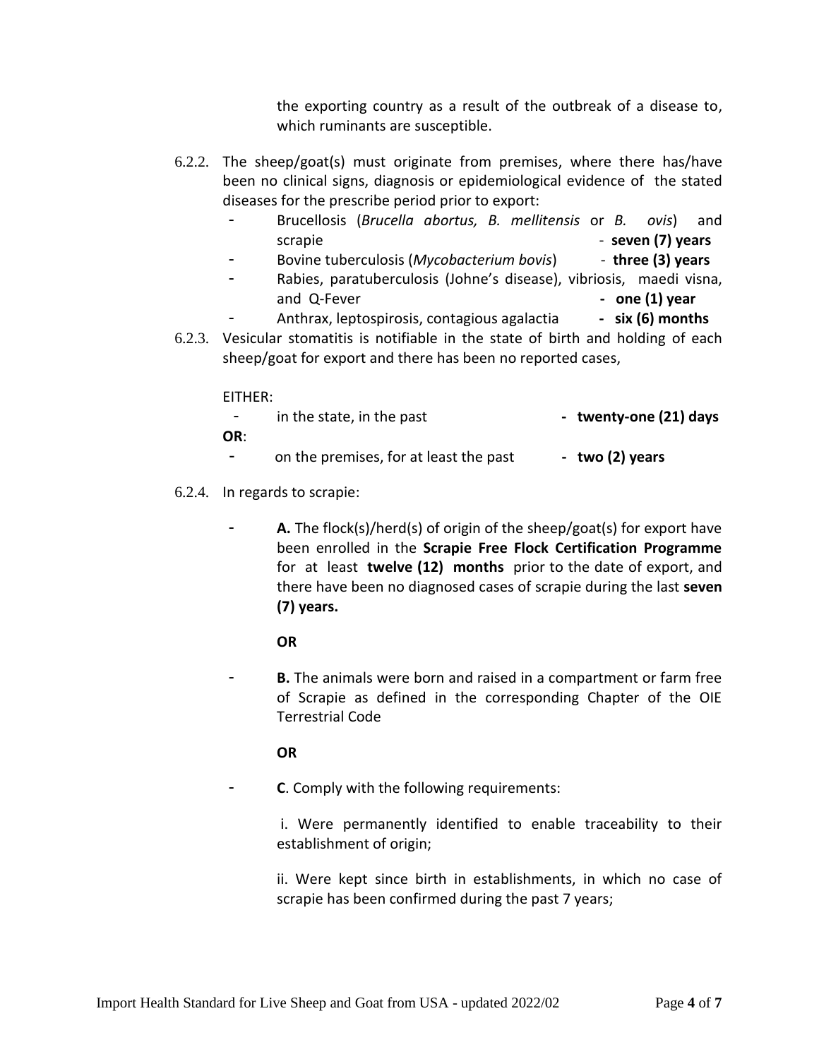the exporting country as a result of the outbreak of a disease to, which ruminants are susceptible.

6.2.2. The sheep/goat(s) must originate from premises, where there has/have been no clinical signs, diagnosis or epidemiological evidence of the stated diseases for the prescribe period prior to export:

- Brucellosis (*Brucella abortus, B. mellitensis* or *B. ovis*) and scrapie - **seven (7) years**
- Bovine tuberculosis (*Mycobacterium bovis*) - **three (3) years**
- Rabies, paratuberculosis (Johne's disease), vibriosis, maedi visna, and Q-Fever **- one (1) year**
- Anthrax, leptospirosis, contagious agalactia **- six (6) months**

6.2.3. Vesicular stomatitis is notifiable in the state of birth and holding of each sheep/goat for export and there has been no reported cases,

EITHER:

- in the state, in the past **- twenty-one (21) days**

**OR**:

- on the premises, for at least the past **- two (2) years**

6.2.4. In regards to scrapie:

- **A.** The flock(s)/herd(s) of origin of the sheep/goat(s) for export have been enrolled in the **Scrapie Free Flock Certification Programme** for at least **twelve (12) months** prior to the date of export, and there have been no diagnosed cases of scrapie during the last **seven (7) years.**

  **OR**

- **B.** The animals were born and raised in a compartment or farm free of Scrapie as defined in the corresponding Chapter of the OIE Terrestrial Code

  **OR**

- **C**. Comply with the following requirements:

  i. Were permanently identified to enable traceability to their establishment of origin;

  ii. Were kept since birth in establishments, in which no case of scrapie has been confirmed during the past 7 years;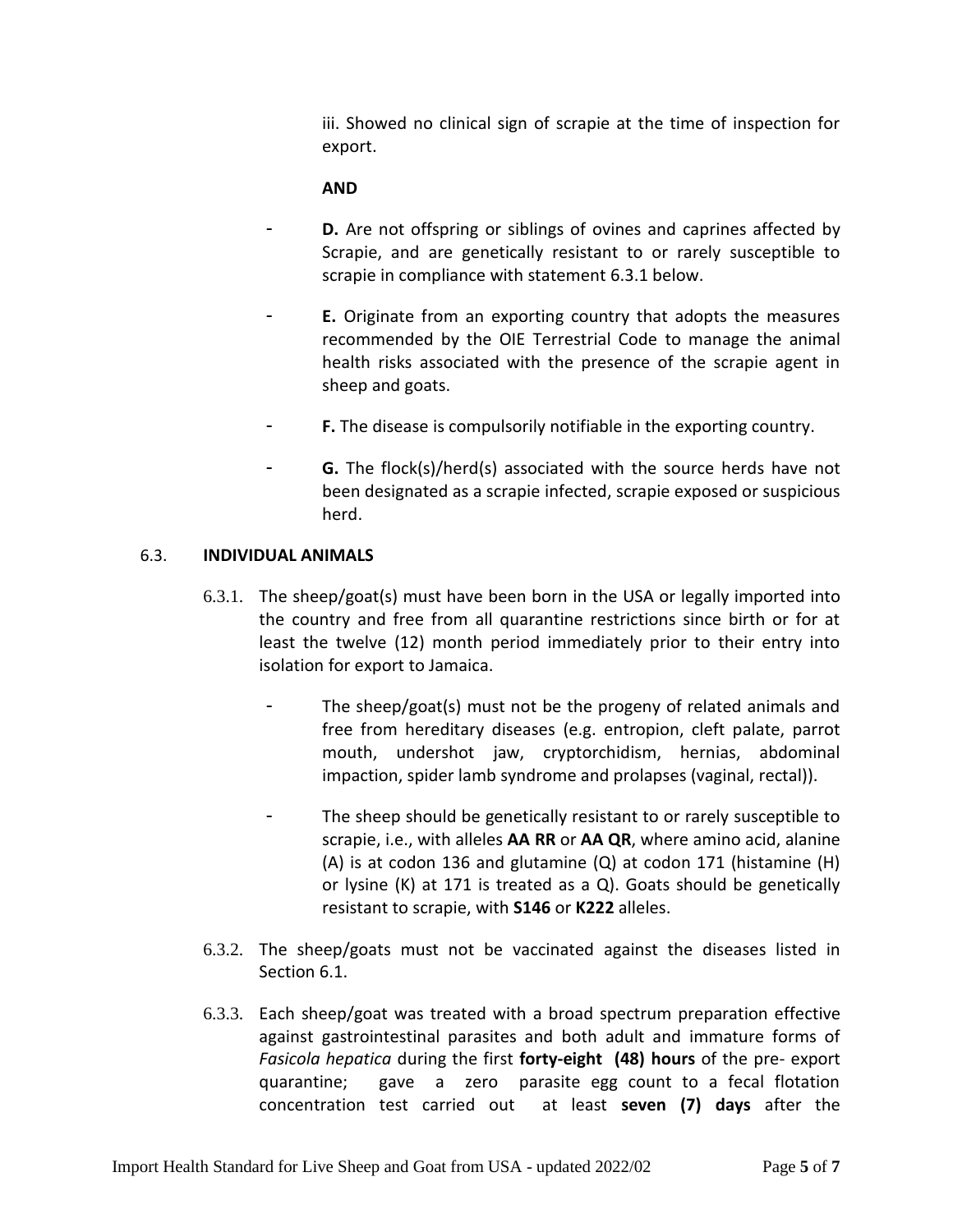iii. Showed no clinical sign of scrapie at the time of inspection for export.

**AND**

- **D.** Are not offspring or siblings of ovines and caprines affected by Scrapie, and are genetically resistant to or rarely susceptible to scrapie in compliance with statement 6.3.1 below.
- **E.** Originate from an exporting country that adopts the measures recommended by the OIE Terrestrial Code to manage the animal health risks associated with the presence of the scrapie agent in sheep and goats.
- **F.** The disease is compulsorily notifiable in the exporting country.
- **G.** The flock(s)/herd(s) associated with the source herds have not been designated as a scrapie infected, scrapie exposed or suspicious herd.

## 6.3. INDIVIDUAL ANIMALS

6.3.1. The sheep/goat(s) must have been born in the USA or legally imported into the country and free from all quarantine restrictions since birth or for at least the twelve (12) month period immediately prior to their entry into isolation for export to Jamaica.

- The sheep/goat(s) must not be the progeny of related animals and free from hereditary diseases (e.g. entropion, cleft palate, parrot mouth, undershot jaw, cryptorchidism, hernias, abdominal impaction, spider lamb syndrome and prolapses (vaginal, rectal)).
- The sheep should be genetically resistant to or rarely susceptible to scrapie, i.e., with alleles **AA RR** or **AA QR**, where amino acid, alanine (A) is at codon 136 and glutamine (Q) at codon 171 (histamine (H) or lysine (K) at 171 is treated as a Q). Goats should be genetically resistant to scrapie, with **S146** or **K222** alleles.

6.3.2. The sheep/goats must not be vaccinated against the diseases listed in Section 6.1.

6.3.3. Each sheep/goat was treated with a broad spectrum preparation effective against gastrointestinal parasites and both adult and immature forms of *Fasicola hepatica* during the first **forty-eight (48) hours** of the pre- export quarantine; gave a zero parasite egg count to a fecal flotation concentration test carried out at least **seven (7) days** after the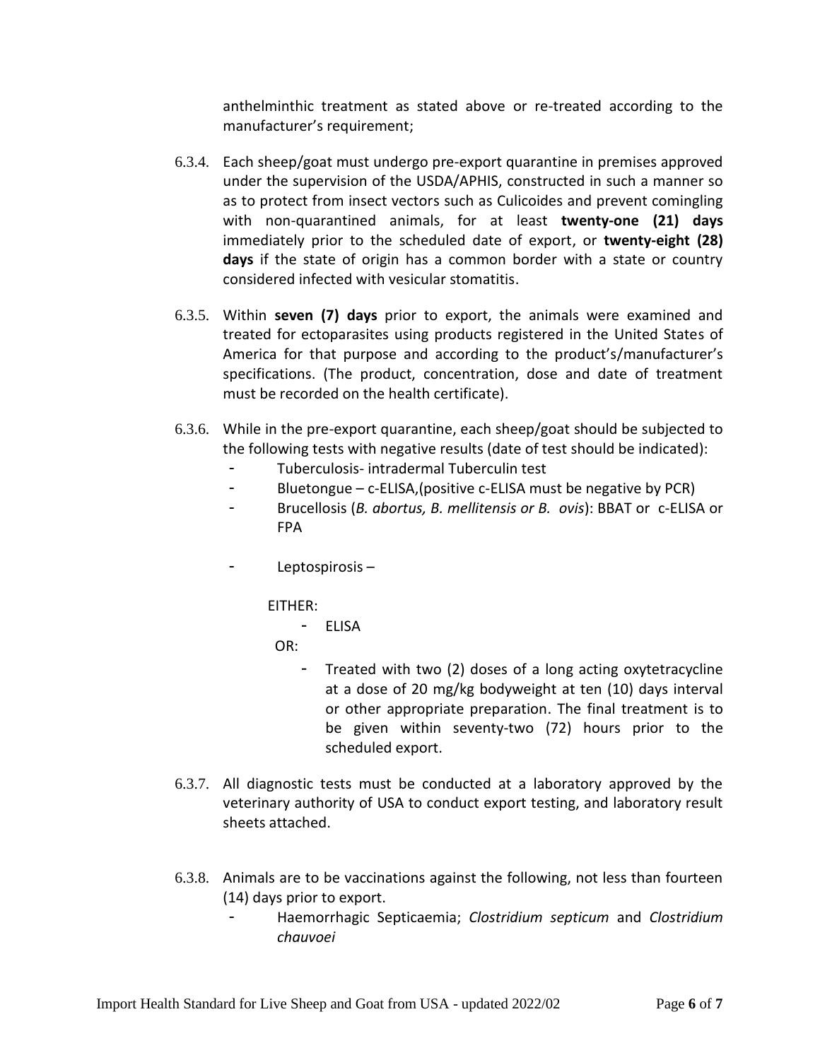anthelminthic treatment as stated above or re-treated according to the manufacturer's requirement;

6.3.4. Each sheep/goat must undergo pre-export quarantine in premises approved under the supervision of the USDA/APHIS, constructed in such a manner so as to protect from insect vectors such as Culicoides and prevent comingling with non-quarantined animals, for at least **twenty-one (21) days** immediately prior to the scheduled date of export, or **twenty-eight (28) days** if the state of origin has a common border with a state or country considered infected with vesicular stomatitis.

6.3.5. Within **seven (7) days** prior to export, the animals were examined and treated for ectoparasites using products registered in the United States of America for that purpose and according to the product's/manufacturer's specifications. (The product, concentration, dose and date of treatment must be recorded on the health certificate).

6.3.6. While in the pre-export quarantine, each sheep/goat should be subjected to the following tests with negative results (date of test should be indicated):

- Tuberculosis- intradermal Tuberculin test
- Bluetongue – c-ELISA,(positive c-ELISA must be negative by PCR)
- Brucellosis (*B. abortus, B. mellitensis or B. ovis*): BBAT or c-ELISA or FPA
- Leptospirosis –

  EITHER:

  - ELISA

  OR:

  - Treated with two (2) doses of a long acting oxytetracycline at a dose of 20 mg/kg bodyweight at ten (10) days interval or other appropriate preparation. The final treatment is to be given within seventy-two (72) hours prior to the scheduled export.

6.3.7. All diagnostic tests must be conducted at a laboratory approved by the veterinary authority of USA to conduct export testing, and laboratory result sheets attached.

6.3.8. Animals are to be vaccinations against the following, not less than fourteen (14) days prior to export.

- Haemorrhagic Septicaemia; *Clostridium septicum* and *Clostridium chauvoei*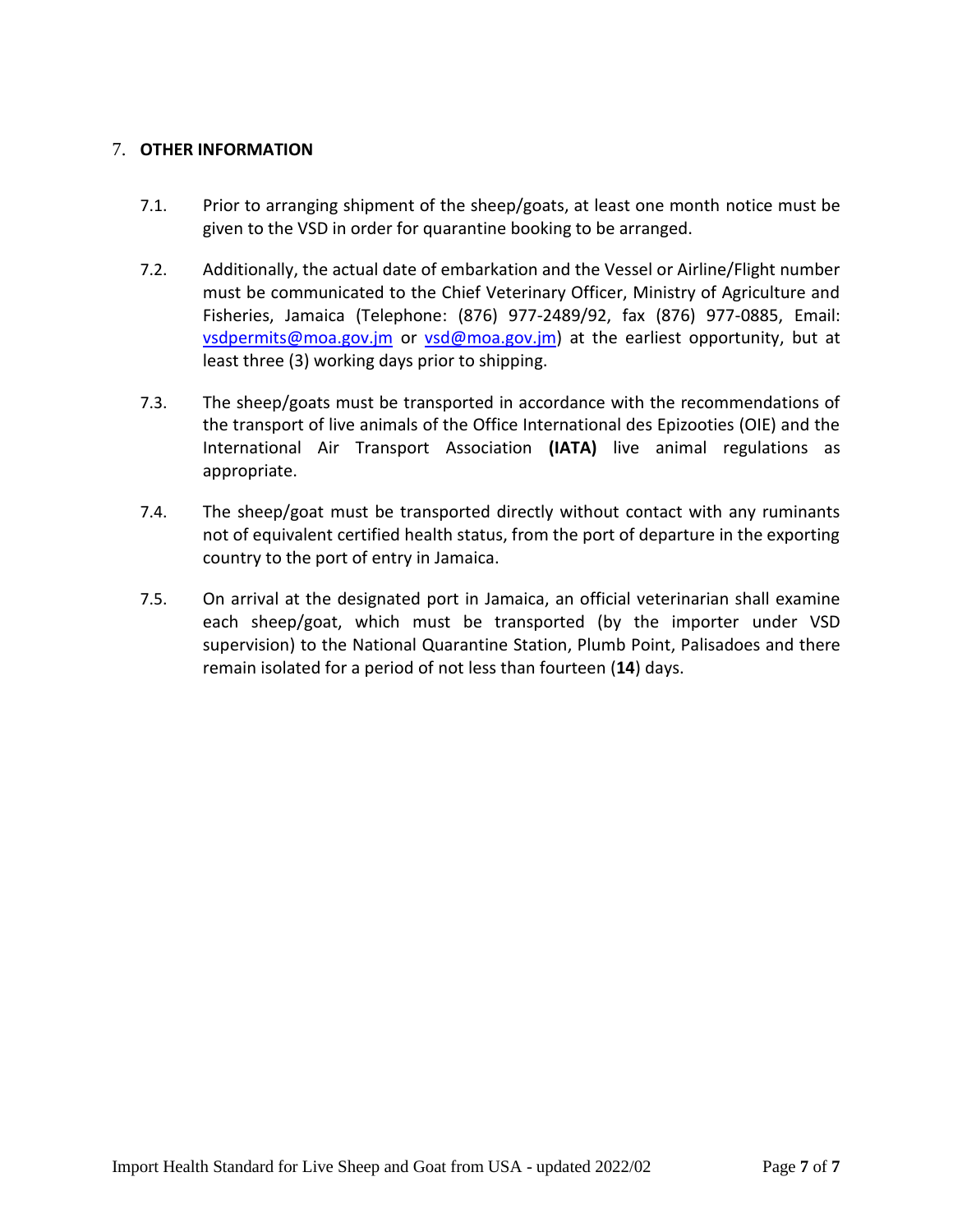## 7. **OTHER INFORMATION**

7.1. Prior to arranging shipment of the sheep/goats, at least one month notice must be given to the VSD in order for quarantine booking to be arranged.

7.2. Additionally, the actual date of embarkation and the Vessel or Airline/Flight number must be communicated to the Chief Veterinary Officer, Ministry of Agriculture and Fisheries, Jamaica (Telephone: (876) 977-2489/92, fax (876) 977-0885, Email: vsdpermits@moa.gov.jm or vsd@moa.gov.jm) at the earliest opportunity, but at least three (3) working days prior to shipping.

7.3. The sheep/goats must be transported in accordance with the recommendations of the transport of live animals of the Office International des Epizooties (OIE) and the International Air Transport Association **(IATA)** live animal regulations as appropriate.

7.4. The sheep/goat must be transported directly without contact with any ruminants not of equivalent certified health status, from the port of departure in the exporting country to the port of entry in Jamaica.

7.5. On arrival at the designated port in Jamaica, an official veterinarian shall examine each sheep/goat, which must be transported (by the importer under VSD supervision) to the National Quarantine Station, Plumb Point, Palisadoes and there remain isolated for a period of not less than fourteen (**14**) days.